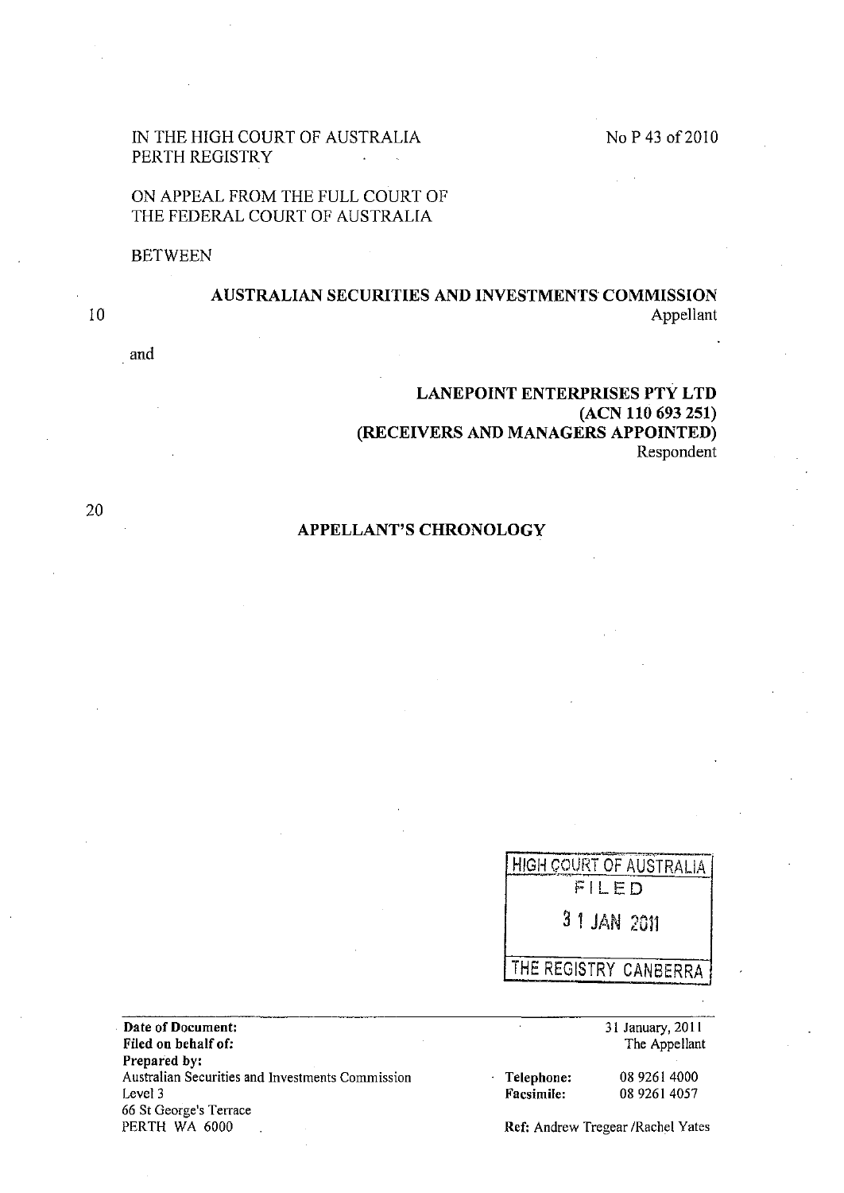IN THE HIGH COURT OF AUSTRALIA
PERTH REGISTRY

No P 43 of 2010

ON APPEAL FROM THE FULL COURT OF THE FEDERAL COURT OF AUSTRALIA

BETWEEN

**AUSTRALIAN SECURITIES AND INVESTMENTS COMMISSION**
Appellant

and

**LANEPOINT ENTERPRISES PTY LTD**
**(ACN 110 693 251)**
**(RECEIVERS AND MANAGERS APPOINTED)**
Respondent

## APPELLANT'S CHRONOLOGY

HIGH COURT OF AUSTRALIA
FILED
31 JAN 2011
THE REGISTRY CANBERRA

**Date of Document:** 31 January, 2011
**Filed on behalf of:** The Appellant
**Prepared by:**
Australian Securities and Investments Commission
Level 3
66 St George's Terrace
PERTH WA 6000

**Telephone:** 08 9261 4000
**Facsimile:** 08 9261 4057

**Ref:** Andrew Tregear /Rachel Yates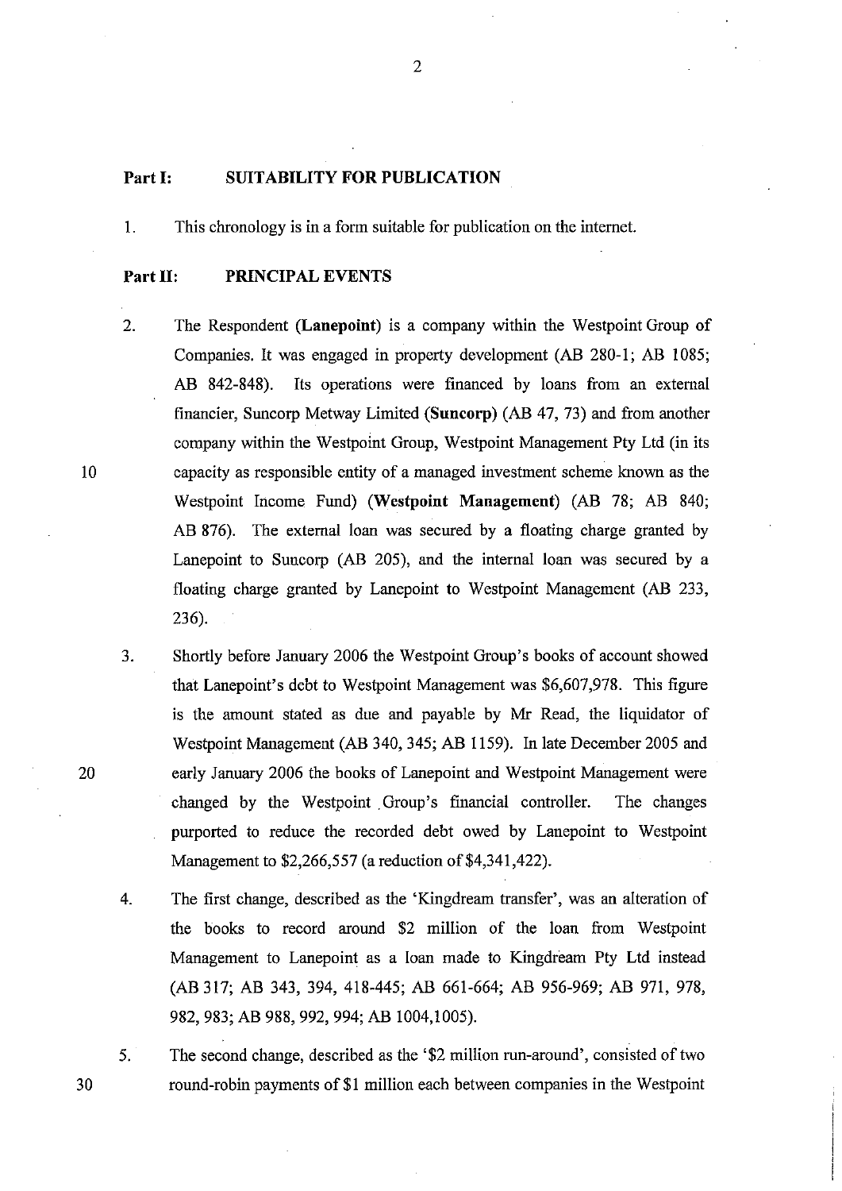## Part I: SUITABILITY FOR PUBLICATION

1. This chronology is in a form suitable for publication on the internet.

## Part II: PRINCIPAL EVENTS

2. The Respondent (**Lanepoint**) is a company within the Westpoint Group of Companies. It was engaged in property development (AB 280-1; AB 1085; AB 842-848). Its operations were financed by loans from an external financier, Suncorp Metway Limited (**Suncorp**) (AB 47, 73) and from another company within the Westpoint Group, Westpoint Management Pty Ltd (in its capacity as responsible entity of a managed investment scheme known as the Westpoint Income Fund) (**Westpoint Management**) (AB 78; AB 840; AB 876). The external loan was secured by a floating charge granted by Lanepoint to Suncorp (AB 205), and the internal loan was secured by a floating charge granted by Lanepoint to Westpoint Management (AB 233, 236).

3. Shortly before January 2006 the Westpoint Group's books of account showed that Lanepoint's debt to Westpoint Management was $6,607,978. This figure is the amount stated as due and payable by Mr Read, the liquidator of Westpoint Management (AB 340, 345; AB 1159). In late December 2005 and early January 2006 the books of Lanepoint and Westpoint Management were changed by the Westpoint Group's financial controller. The changes purported to reduce the recorded debt owed by Lanepoint to Westpoint Management to $2,266,557 (a reduction of $4,341,422).

4. The first change, described as the 'Kingdream transfer', was an alteration of the books to record around $2 million of the loan from Westpoint Management to Lanepoint as a loan made to Kingdream Pty Ltd instead (AB 317; AB 343, 394, 418-445; AB 661-664; AB 956-969; AB 971, 978, 982, 983; AB 988, 992, 994; AB 1004,1005).

5. The second change, described as the '$2 million run-around', consisted of two round-robin payments of $1 million each between companies in the Westpoint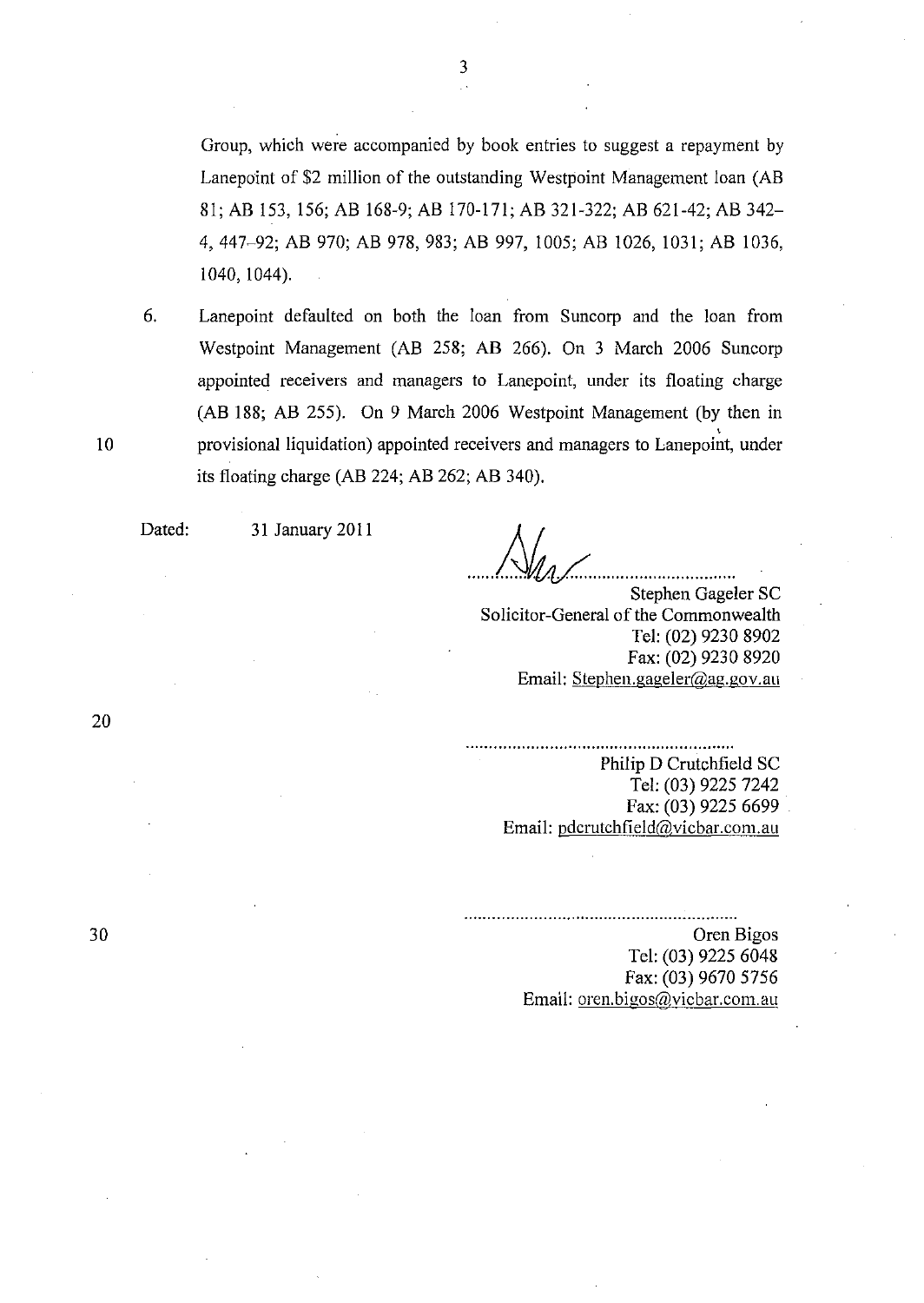Group, which were accompanied by book entries to suggest a repayment by Lanepoint of $2 million of the outstanding Westpoint Management loan (AB 81; AB 153, 156; AB 168-9; AB 170-171; AB 321-322; AB 621-42; AB 342–4, 447–92; AB 970; AB 978, 983; AB 997, 1005; AB 1026, 1031; AB 1036, 1040, 1044).

6. Lanepoint defaulted on both the loan from Suncorp and the loan from Westpoint Management (AB 258; AB 266). On 3 March 2006 Suncorp appointed receivers and managers to Lanepoint, under its floating charge (AB 188; AB 255). On 9 March 2006 Westpoint Management (by then in provisional liquidation) appointed receivers and managers to Lanepoint, under its floating charge (AB 224; AB 262; AB 340).

Dated: 31 January 2011

..........................................

Stephen Gageler SC
Solicitor-General of the Commonwealth
Tel: (02) 9230 8902
Fax: (02) 9230 8920
Email: Stephen.gageler@ag.gov.au

..........................................

Philip D Crutchfield SC
Tel: (03) 9225 7242
Fax: (03) 9225 6699
Email: pdcrutchfield@vicbar.com.au

..........................................

Oren Bigos
Tel: (03) 9225 6048
Fax: (03) 9670 5756
Email: oren.bigos@vicbar.com.au